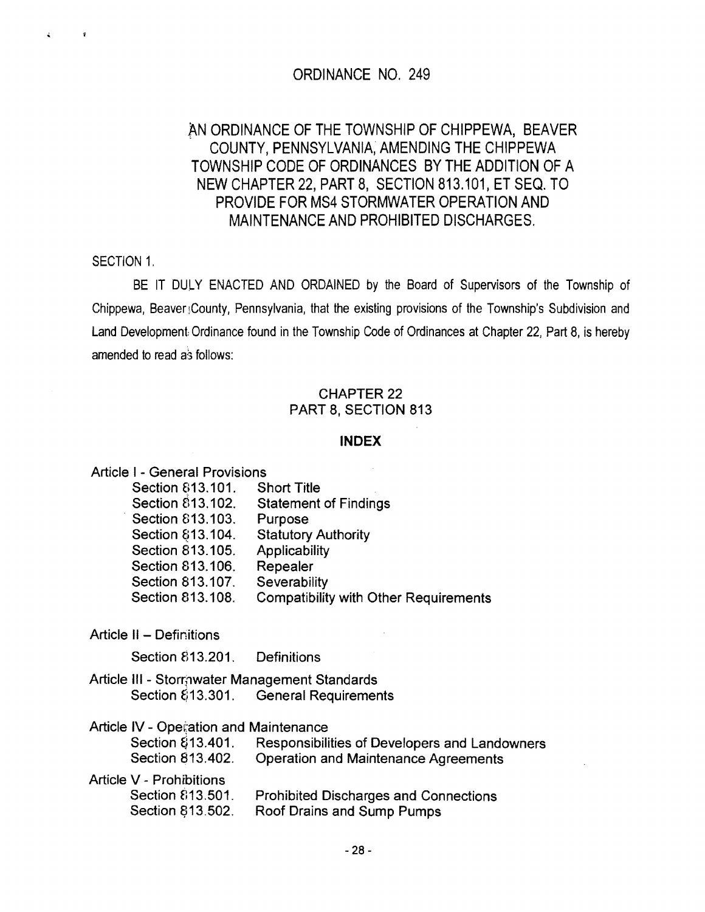# ORDINANCE NO. 249

## AN ORDINANCE OF THE TOWNSHIP OF CHIPPEWA, BEAVER COUNTY, PENNSYLVANIA, AMENDING THE CHIPPEWA TOWNSHIP CODE OF ORDINANCES BY THE ADDITION OF A NEW CHAPTER 22, PART 8, SECTION 813.101, ET SEQ. TO PROVIDE FOR MS4 STORMWATER OPERATION AND MAINTENANCE AND PROHIBITED DISCHARGES.

SECTION 1.

BE IT DULY ENACTED AND ORDAINED by the Board of Supervisors of the Township of Chippewa, Beaver County, Pennsylvania, that the existing provisions of the Township's Subdivision and Land Development Ordinance found in the Township Code of Ordinances at Chapter 22, Part 8, is hereby amended to read as follows:

## CHAPTER 22
## PART 8, SECTION 813

### INDEX

Article I - General Provisions

| | |
|---|---|
| Section 813.101. | Short Title |
| Section 813.102. | Statement of Findings |
| Section 813.103. | Purpose |
| Section 813.104. | Statutory Authority |
| Section 813.105. | Applicability |
| Section 813.106. | Repealer |
| Section 813.107. | Severability |
| Section 813.108. | Compatibility with Other Requirements |

Article II – Definitions

| | |
|---|---|
| Section 813.201. | Definitions |

Article III - Stormwater Management Standards

| | |
|---|---|
| Section 813.301. | General Requirements |

Article IV - Operation and Maintenance

| | |
|---|---|
| Section 813.401. | Responsibilities of Developers and Landowners |
| Section 813.402. | Operation and Maintenance Agreements |

Article V - Prohibitions

| | |
|---|---|
| Section 813.501. | Prohibited Discharges and Connections |
| Section 813.502. | Roof Drains and Sump Pumps |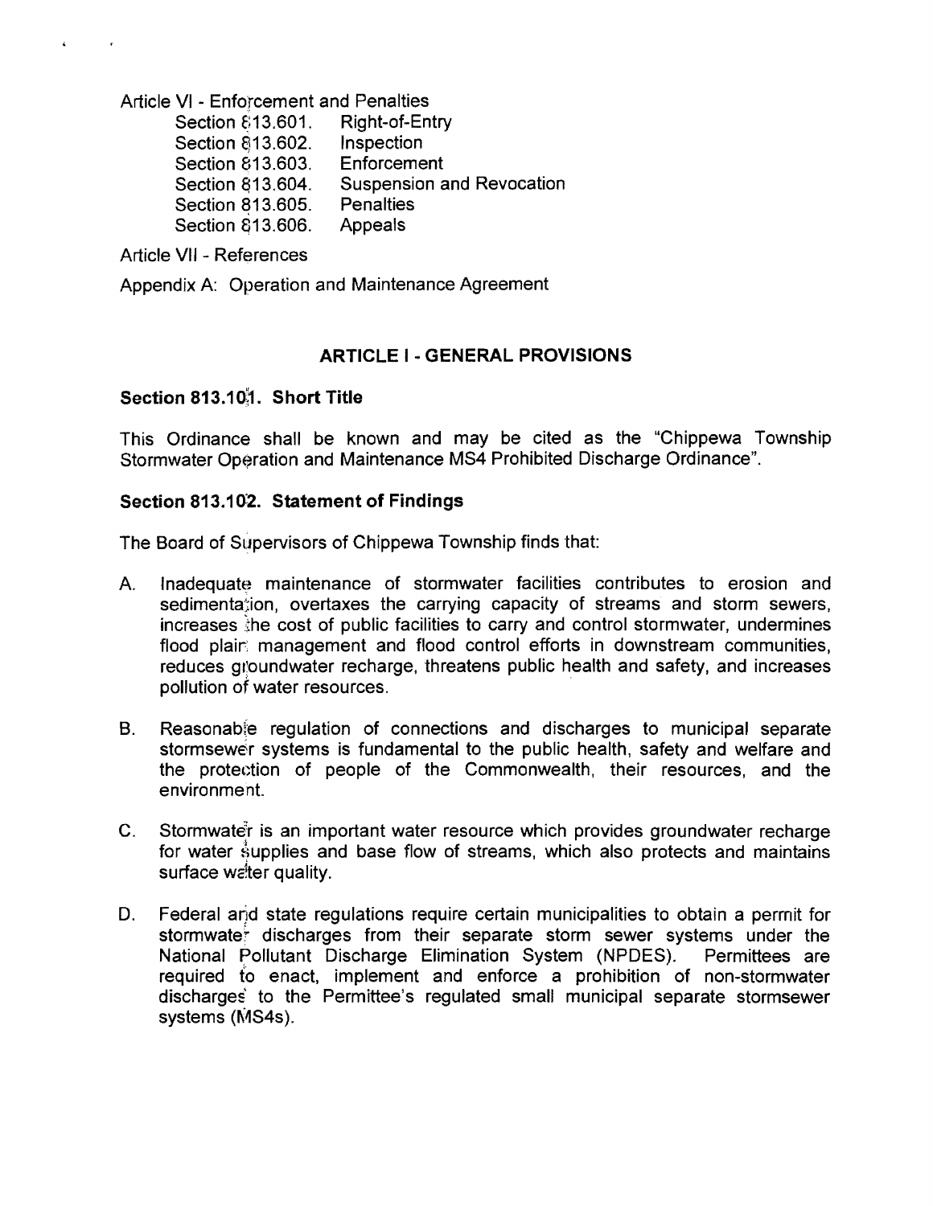Article VI - Enforcement and Penalties

- Section 813.601. Right-of-Entry
- Section 813.602. Inspection
- Section 813.603. Enforcement
- Section 813.604. Suspension and Revocation
- Section 813.605. Penalties
- Section 813.606. Appeals

Article VII - References

Appendix A: Operation and Maintenance Agreement

## ARTICLE I - GENERAL PROVISIONS

### Section 813.101. Short Title

This Ordinance shall be known and may be cited as the "Chippewa Township Stormwater Operation and Maintenance MS4 Prohibited Discharge Ordinance".

### Section 813.102. Statement of Findings

The Board of Supervisors of Chippewa Township finds that:

A. Inadequate maintenance of stormwater facilities contributes to erosion and sedimentation, overtaxes the carrying capacity of streams and storm sewers, increases the cost of public facilities to carry and control stormwater, undermines flood plain management and flood control efforts in downstream communities, reduces groundwater recharge, threatens public health and safety, and increases pollution of water resources.

B. Reasonable regulation of connections and discharges to municipal separate stormsewer systems is fundamental to the public health, safety and welfare and the protection of people of the Commonwealth, their resources, and the environment.

C. Stormwater is an important water resource which provides groundwater recharge for water supplies and base flow of streams, which also protects and maintains surface water quality.

D. Federal and state regulations require certain municipalities to obtain a permit for stormwater discharges from their separate storm sewer systems under the National Pollutant Discharge Elimination System (NPDES). Permittees are required to enact, implement and enforce a prohibition of non-stormwater discharges to the Permittee's regulated small municipal separate stormsewer systems (MS4s).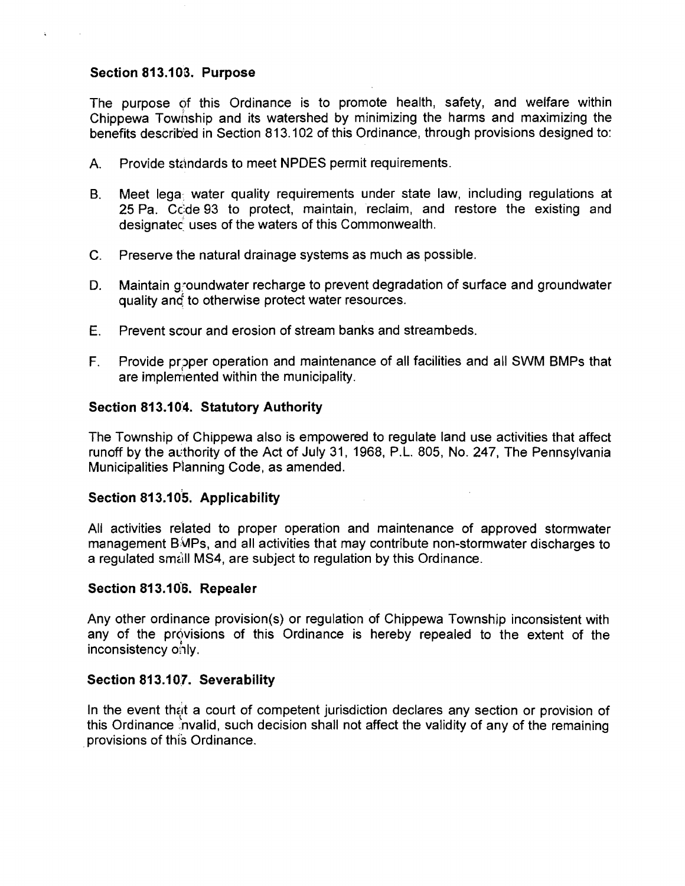### Section 813.103. Purpose

The purpose of this Ordinance is to promote health, safety, and welfare within Chippewa Township and its watershed by minimizing the harms and maximizing the benefits described in Section 813.102 of this Ordinance, through provisions designed to:

A. Provide standards to meet NPDES permit requirements.

B. Meet legal water quality requirements under state law, including regulations at 25 Pa. Code 93 to protect, maintain, reclaim, and restore the existing and designated uses of the waters of this Commonwealth.

C. Preserve the natural drainage systems as much as possible.

D. Maintain groundwater recharge to prevent degradation of surface and groundwater quality and to otherwise protect water resources.

E. Prevent scour and erosion of stream banks and streambeds.

F. Provide proper operation and maintenance of all facilities and all SWM BMPs that are implemented within the municipality.

### Section 813.104. Statutory Authority

The Township of Chippewa also is empowered to regulate land use activities that affect runoff by the authority of the Act of July 31, 1968, P.L. 805, No. 247, The Pennsylvania Municipalities Planning Code, as amended.

### Section 813.105. Applicability

All activities related to proper operation and maintenance of approved stormwater management BMPs, and all activities that may contribute non-stormwater discharges to a regulated small MS4, are subject to regulation by this Ordinance.

### Section 813.106. Repealer

Any other ordinance provision(s) or regulation of Chippewa Township inconsistent with any of the provisions of this Ordinance is hereby repealed to the extent of the inconsistency only.

### Section 813.107. Severability

In the event that a court of competent jurisdiction declares any section or provision of this Ordinance invalid, such decision shall not affect the validity of any of the remaining provisions of this Ordinance.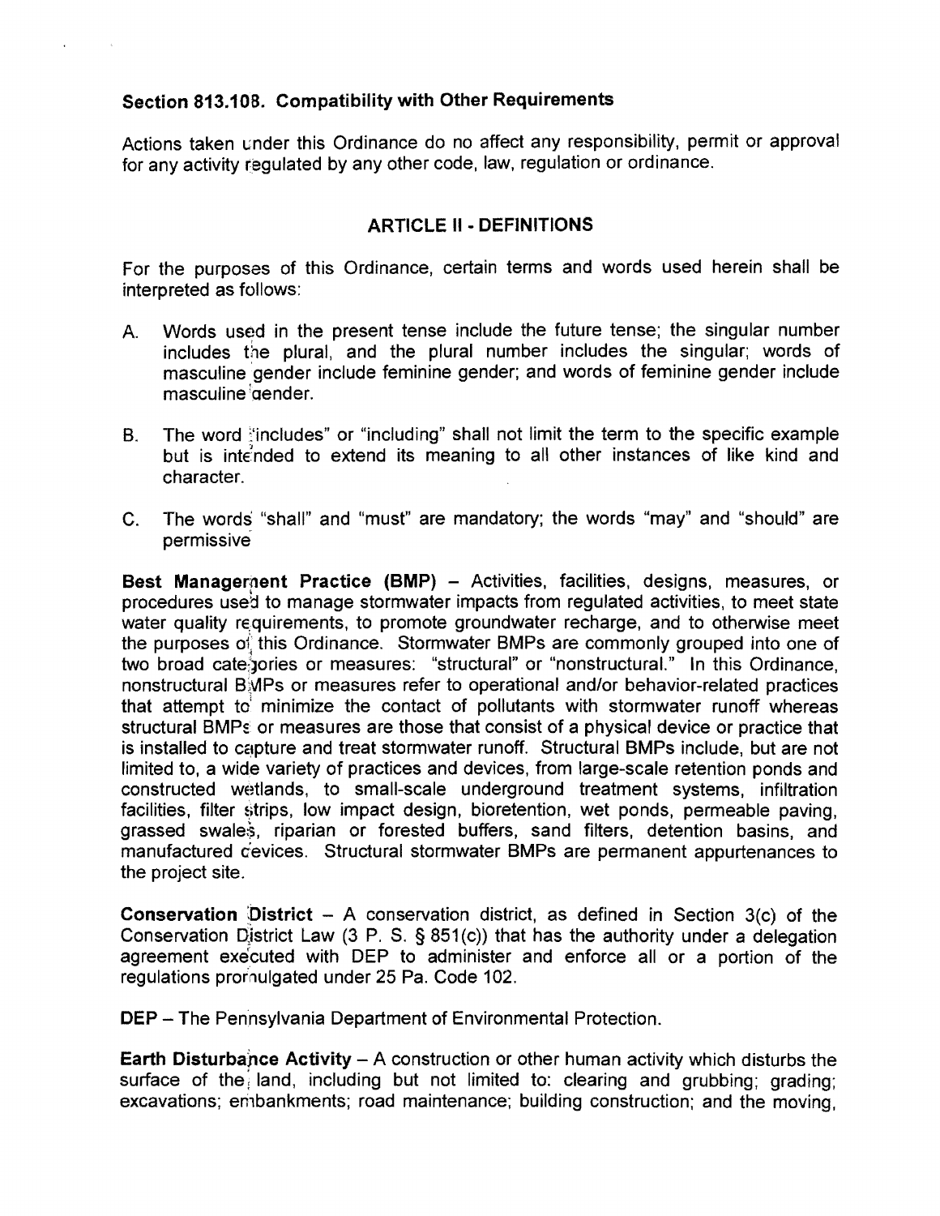### Section 813.108. Compatibility with Other Requirements

Actions taken under this Ordinance do no affect any responsibility, permit or approval for any activity regulated by any other code, law, regulation or ordinance.

## ARTICLE II - DEFINITIONS

For the purposes of this Ordinance, certain terms and words used herein shall be interpreted as follows:

A. Words used in the present tense include the future tense; the singular number includes the plural, and the plural number includes the singular; words of masculine gender include feminine gender; and words of feminine gender include masculine gender.

B. The word "includes" or "including" shall not limit the term to the specific example but is intended to extend its meaning to all other instances of like kind and character.

C. The words "shall" and "must" are mandatory; the words "may" and "should" are permissive

**Best Management Practice (BMP)** – Activities, facilities, designs, measures, or procedures used to manage stormwater impacts from regulated activities, to meet state water quality requirements, to promote groundwater recharge, and to otherwise meet the purposes of this Ordinance. Stormwater BMPs are commonly grouped into one of two broad categories or measures: "structural" or "nonstructural." In this Ordinance, nonstructural BMPs or measures refer to operational and/or behavior-related practices that attempt to minimize the contact of pollutants with stormwater runoff whereas structural BMPs or measures are those that consist of a physical device or practice that is installed to capture and treat stormwater runoff. Structural BMPs include, but are not limited to, a wide variety of practices and devices, from large-scale retention ponds and constructed wetlands, to small-scale underground treatment systems, infiltration facilities, filter strips, low impact design, bioretention, wet ponds, permeable paving, grassed swales, riparian or forested buffers, sand filters, detention basins, and manufactured devices. Structural stormwater BMPs are permanent appurtenances to the project site.

**Conservation District** – A conservation district, as defined in Section 3(c) of the Conservation District Law (3 P. S. § 851(c)) that has the authority under a delegation agreement executed with DEP to administer and enforce all or a portion of the regulations promulgated under 25 Pa. Code 102.

**DEP** – The Pennsylvania Department of Environmental Protection.

**Earth Disturbance Activity** – A construction or other human activity which disturbs the surface of the land, including but not limited to: clearing and grubbing; grading; excavations; embankments; road maintenance; building construction; and the moving,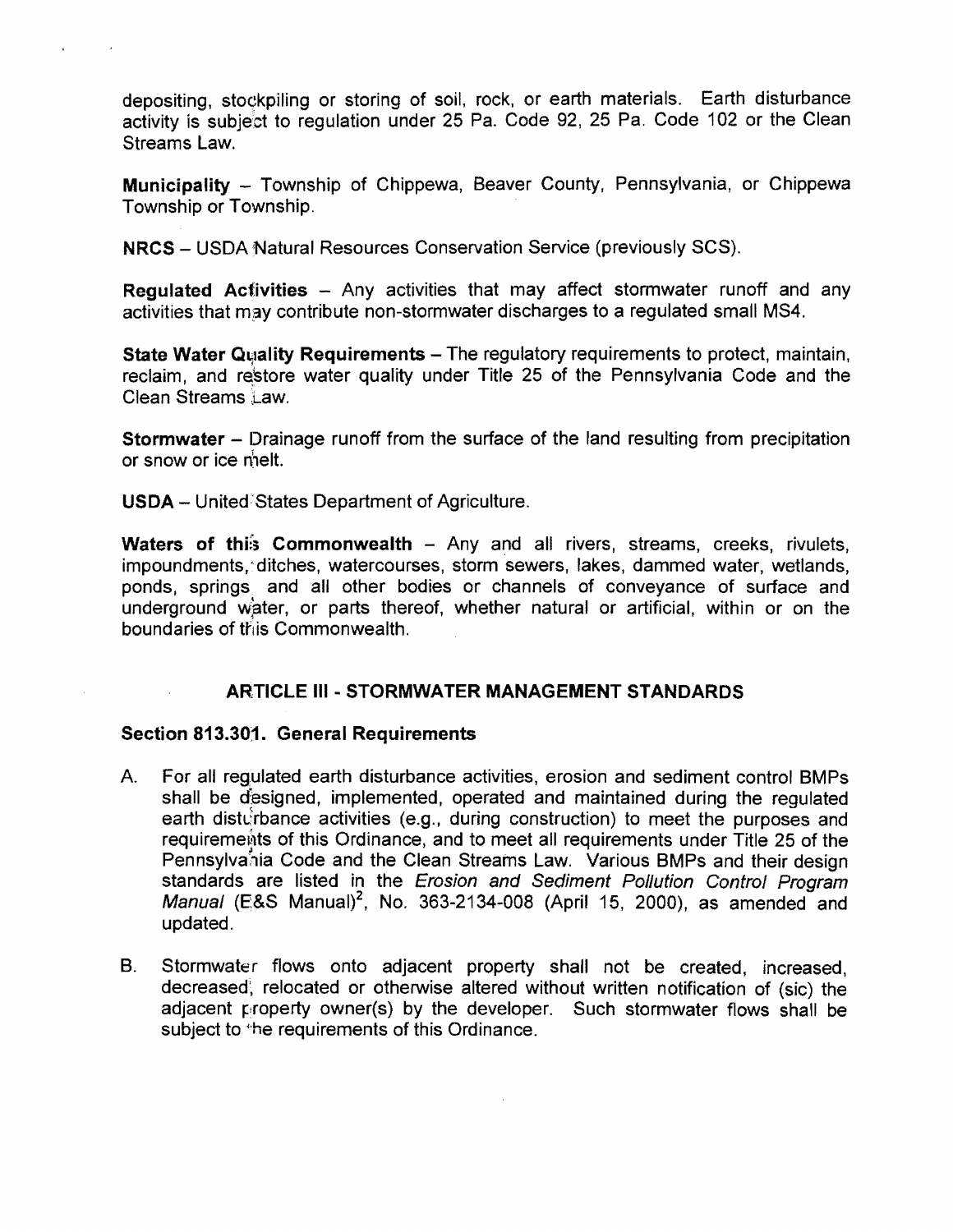depositing, stockpiling or storing of soil, rock, or earth materials. Earth disturbance activity is subject to regulation under 25 Pa. Code 92, 25 Pa. Code 102 or the Clean Streams Law.

**Municipality** – Township of Chippewa, Beaver County, Pennsylvania, or Chippewa Township or Township.

**NRCS** – USDA Natural Resources Conservation Service (previously SCS).

**Regulated Activities** – Any activities that may affect stormwater runoff and any activities that may contribute non-stormwater discharges to a regulated small MS4.

**State Water Quality Requirements** – The regulatory requirements to protect, maintain, reclaim, and restore water quality under Title 25 of the Pennsylvania Code and the Clean Streams Law.

**Stormwater** – Drainage runoff from the surface of the land resulting from precipitation or snow or ice melt.

**USDA** – United States Department of Agriculture.

**Waters of this Commonwealth** – Any and all rivers, streams, creeks, rivulets, impoundments, ditches, watercourses, storm sewers, lakes, dammed water, wetlands, ponds, springs and all other bodies or channels of conveyance of surface and underground water, or parts thereof, whether natural or artificial, within or on the boundaries of this Commonwealth.

## ARTICLE III - STORMWATER MANAGEMENT STANDARDS

### Section 813.301. General Requirements

A. For all regulated earth disturbance activities, erosion and sediment control BMPs shall be designed, implemented, operated and maintained during the regulated earth disturbance activities (e.g., during construction) to meet the purposes and requirements of this Ordinance, and to meet all requirements under Title 25 of the Pennsylvania Code and the Clean Streams Law. Various BMPs and their design standards are listed in the *Erosion and Sediment Pollution Control Program Manual* (E&S Manual)[2], No. 363-2134-008 (April 15, 2000), as amended and updated.

B. Stormwater flows onto adjacent property shall not be created, increased, decreased, relocated or otherwise altered without written notification of (sic) the adjacent property owner(s) by the developer. Such stormwater flows shall be subject to the requirements of this Ordinance.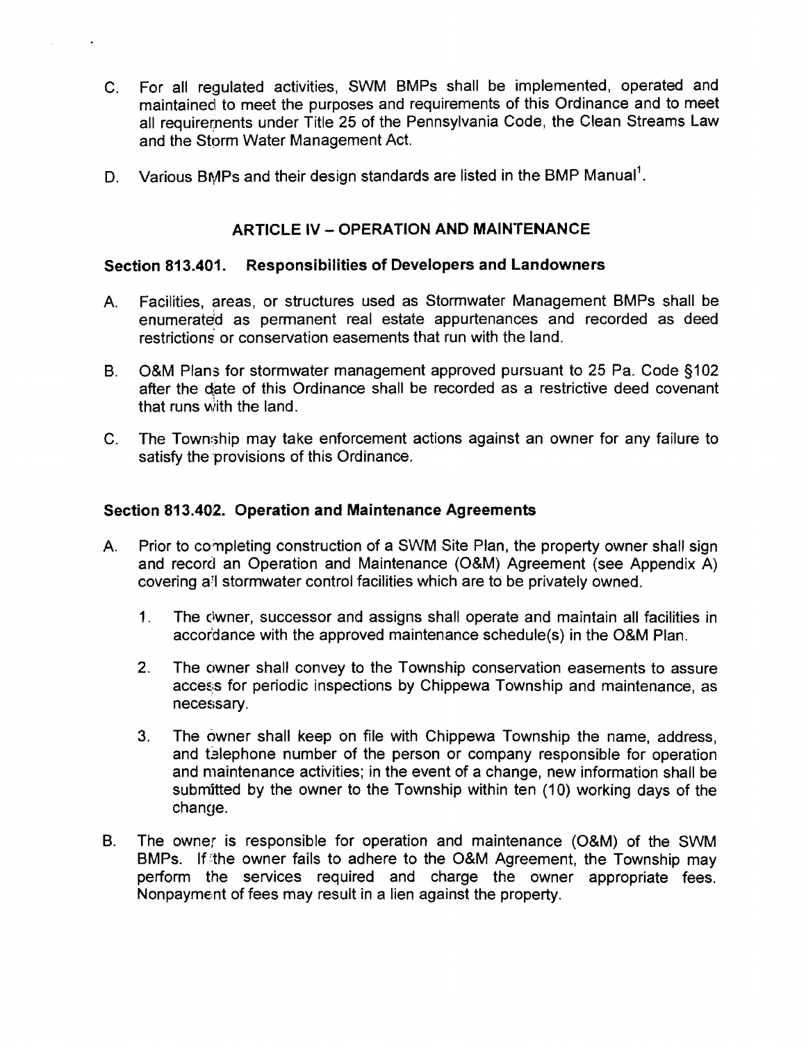C. For all regulated activities, SWM BMPs shall be implemented, operated and maintained to meet the purposes and requirements of this Ordinance and to meet all requirements under Title 25 of the Pennsylvania Code, the Clean Streams Law and the Storm Water Management Act.

D. Various BMPs and their design standards are listed in the BMP Manual[1].

## ARTICLE IV – OPERATION AND MAINTENANCE

### Section 813.401. Responsibilities of Developers and Landowners

A. Facilities, areas, or structures used as Stormwater Management BMPs shall be enumerated as permanent real estate appurtenances and recorded as deed restrictions or conservation easements that run with the land.

B. O&M Plans for stormwater management approved pursuant to 25 Pa. Code §102 after the date of this Ordinance shall be recorded as a restrictive deed covenant that runs with the land.

C. The Township may take enforcement actions against an owner for any failure to satisfy the provisions of this Ordinance.

### Section 813.402. Operation and Maintenance Agreements

A. Prior to completing construction of a SWM Site Plan, the property owner shall sign and record an Operation and Maintenance (O&M) Agreement (see Appendix A) covering all stormwater control facilities which are to be privately owned.

   1. The owner, successor and assigns shall operate and maintain all facilities in accordance with the approved maintenance schedule(s) in the O&M Plan.

   2. The owner shall convey to the Township conservation easements to assure access for periodic inspections by Chippewa Township and maintenance, as necessary.

   3. The owner shall keep on file with Chippewa Township the name, address, and telephone number of the person or company responsible for operation and maintenance activities; in the event of a change, new information shall be submitted by the owner to the Township within ten (10) working days of the change.

B. The owner is responsible for operation and maintenance (O&M) of the SWM BMPs. If the owner fails to adhere to the O&M Agreement, the Township may perform the services required and charge the owner appropriate fees. Nonpayment of fees may result in a lien against the property.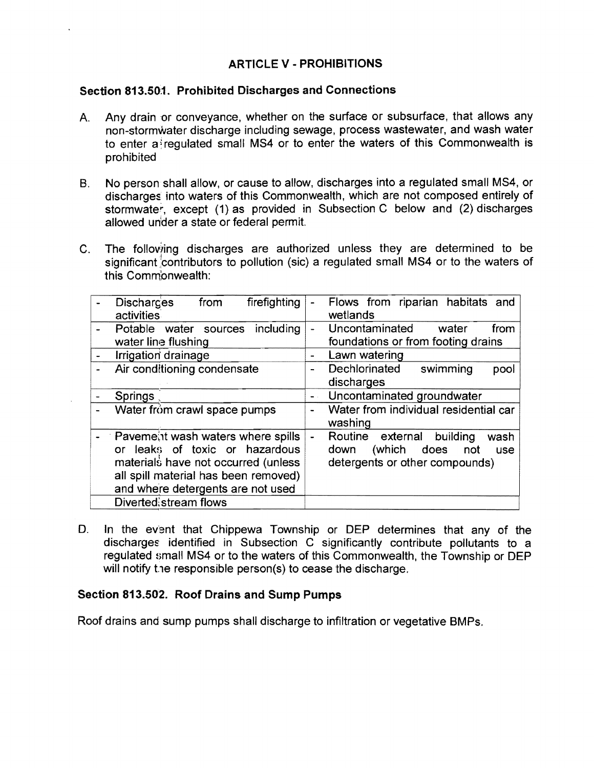## ARTICLE V - PROHIBITIONS

### Section 813.501. Prohibited Discharges and Connections

A. Any drain or conveyance, whether on the surface or subsurface, that allows any non-stormwater discharge including sewage, process wastewater, and wash water to enter a regulated small MS4 or to enter the waters of this Commonwealth is prohibited

B. No person shall allow, or cause to allow, discharges into a regulated small MS4, or discharges into waters of this Commonwealth, which are not composed entirely of stormwater, except (1) as provided in Subsection C below and (2) discharges allowed under a state or federal permit.

C. The following discharges are authorized unless they are determined to be significant contributors to pollution (sic) a regulated small MS4 or to the waters of this Commonwealth:

| | |
|---|---|
| - Discharges from firefighting activities | - Flows from riparian habitats and wetlands |
| - Potable water sources including water line flushing | - Uncontaminated water from foundations or from footing drains |
| - Irrigation drainage | - Lawn watering |
| - Air conditioning condensate | - Dechlorinated swimming pool discharges |
| - Springs | - Uncontaminated groundwater |
| - Water from crawl space pumps | - Water from individual residential car washing |
| - Pavement wash waters where spills or leaks of toxic or hazardous materials have not occurred (unless all spill material has been removed) and where detergents are not used | - Routine external building wash down (which does not use detergents or other compounds) |
| Diverted stream flows | |

D. In the event that Chippewa Township or DEP determines that any of the discharges identified in Subsection C significantly contribute pollutants to a regulated small MS4 or to the waters of this Commonwealth, the Township or DEP will notify the responsible person(s) to cease the discharge.

### Section 813.502. Roof Drains and Sump Pumps

Roof drains and sump pumps shall discharge to infiltration or vegetative BMPs.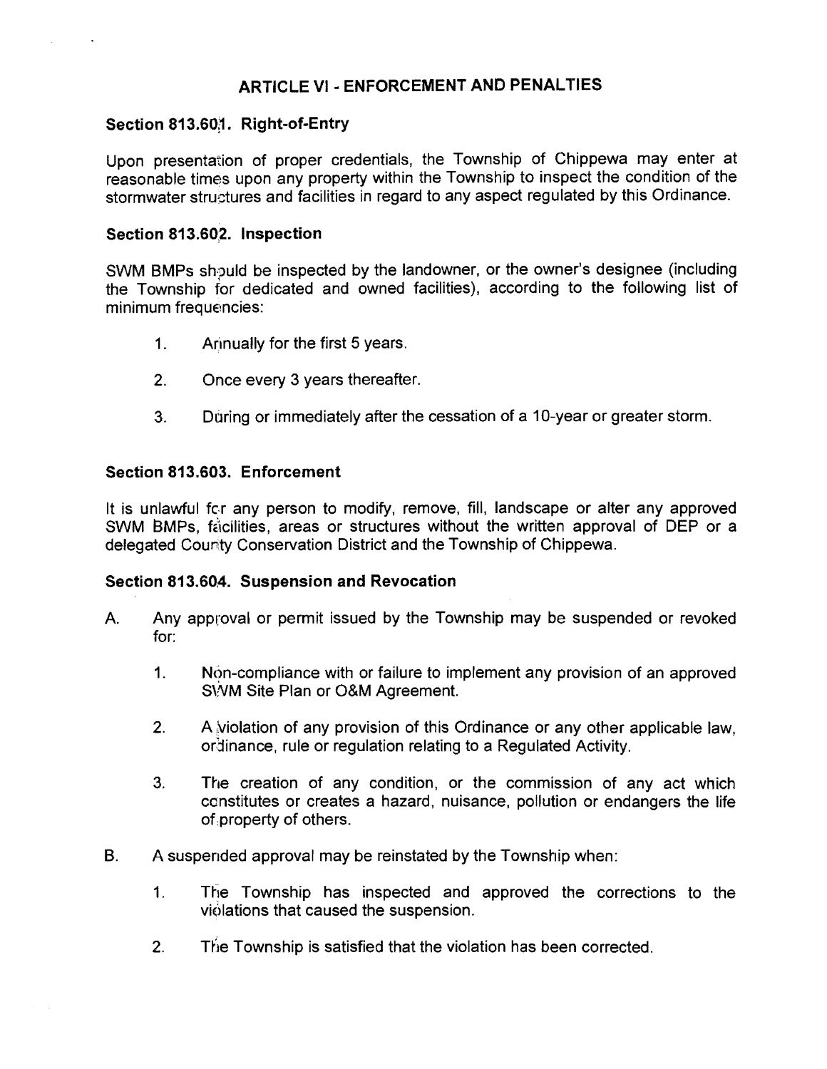## ARTICLE VI - ENFORCEMENT AND PENALTIES

### Section 813.601. Right-of-Entry

Upon presentation of proper credentials, the Township of Chippewa may enter at reasonable times upon any property within the Township to inspect the condition of the stormwater structures and facilities in regard to any aspect regulated by this Ordinance.

### Section 813.602. Inspection

SWM BMPs should be inspected by the landowner, or the owner's designee (including the Township for dedicated and owned facilities), according to the following list of minimum frequencies:

1. Annually for the first 5 years.

2. Once every 3 years thereafter.

3. During or immediately after the cessation of a 10-year or greater storm.

### Section 813.603. Enforcement

It is unlawful for any person to modify, remove, fill, landscape or alter any approved SWM BMPs, facilities, areas or structures without the written approval of DEP or a delegated County Conservation District and the Township of Chippewa.

### Section 813.604. Suspension and Revocation

A. Any approval or permit issued by the Township may be suspended or revoked for:

   1. Non-compliance with or failure to implement any provision of an approved SWM Site Plan or O&M Agreement.

   2. A violation of any provision of this Ordinance or any other applicable law, ordinance, rule or regulation relating to a Regulated Activity.

   3. The creation of any condition, or the commission of any act which constitutes or creates a hazard, nuisance, pollution or endangers the life of property of others.

B. A suspended approval may be reinstated by the Township when:

   1. The Township has inspected and approved the corrections to the violations that caused the suspension.

   2. The Township is satisfied that the violation has been corrected.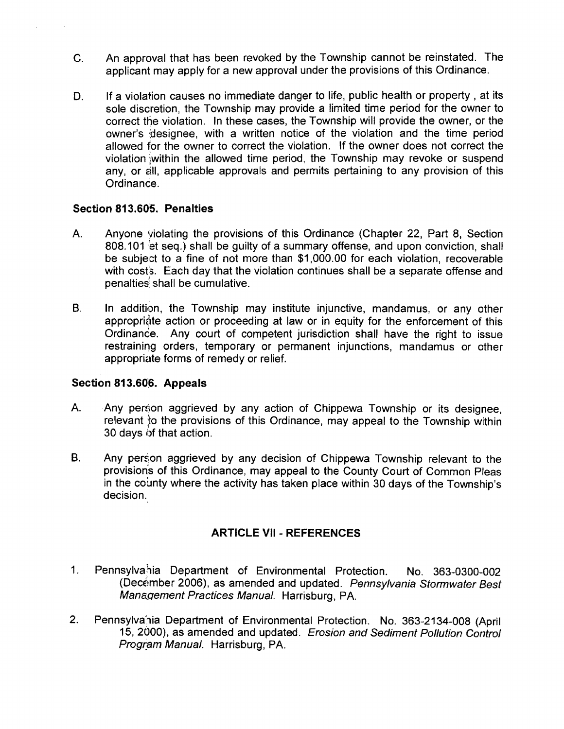C. An approval that has been revoked by the Township cannot be reinstated. The applicant may apply for a new approval under the provisions of this Ordinance.

D. If a violation causes no immediate danger to life, public health or property , at its sole discretion, the Township may provide a limited time period for the owner to correct the violation. In these cases, the Township will provide the owner, or the owner's designee, with a written notice of the violation and the time period allowed for the owner to correct the violation. If the owner does not correct the violation within the allowed time period, the Township may revoke or suspend any, or all, applicable approvals and permits pertaining to any provision of this Ordinance.

### Section 813.605. Penalties

A. Anyone violating the provisions of this Ordinance (Chapter 22, Part 8, Section 808.101 et seq.) shall be guilty of a summary offense, and upon conviction, shall be subject to a fine of not more than $1,000.00 for each violation, recoverable with costs. Each day that the violation continues shall be a separate offense and penalties shall be cumulative.

B. In addition, the Township may institute injunctive, mandamus, or any other appropriate action or proceeding at law or in equity for the enforcement of this Ordinance. Any court of competent jurisdiction shall have the right to issue restraining orders, temporary or permanent injunctions, mandamus or other appropriate forms of remedy or relief.

### Section 813.606. Appeals

A. Any person aggrieved by any action of Chippewa Township or its designee, relevant to the provisions of this Ordinance, may appeal to the Township within 30 days of that action.

B. Any person aggrieved by any decision of Chippewa Township relevant to the provisions of this Ordinance, may appeal to the County Court of Common Pleas in the county where the activity has taken place within 30 days of the Township's decision.

## ARTICLE VII - REFERENCES

1. Pennsylvania Department of Environmental Protection. No. 363-0300-002 (December 2006), as amended and updated. *Pennsylvania Stormwater Best Management Practices Manual.* Harrisburg, PA.

2. Pennsylvania Department of Environmental Protection. No. 363-2134-008 (April 15, 2000), as amended and updated. *Erosion and Sediment Pollution Control Program Manual.* Harrisburg, PA.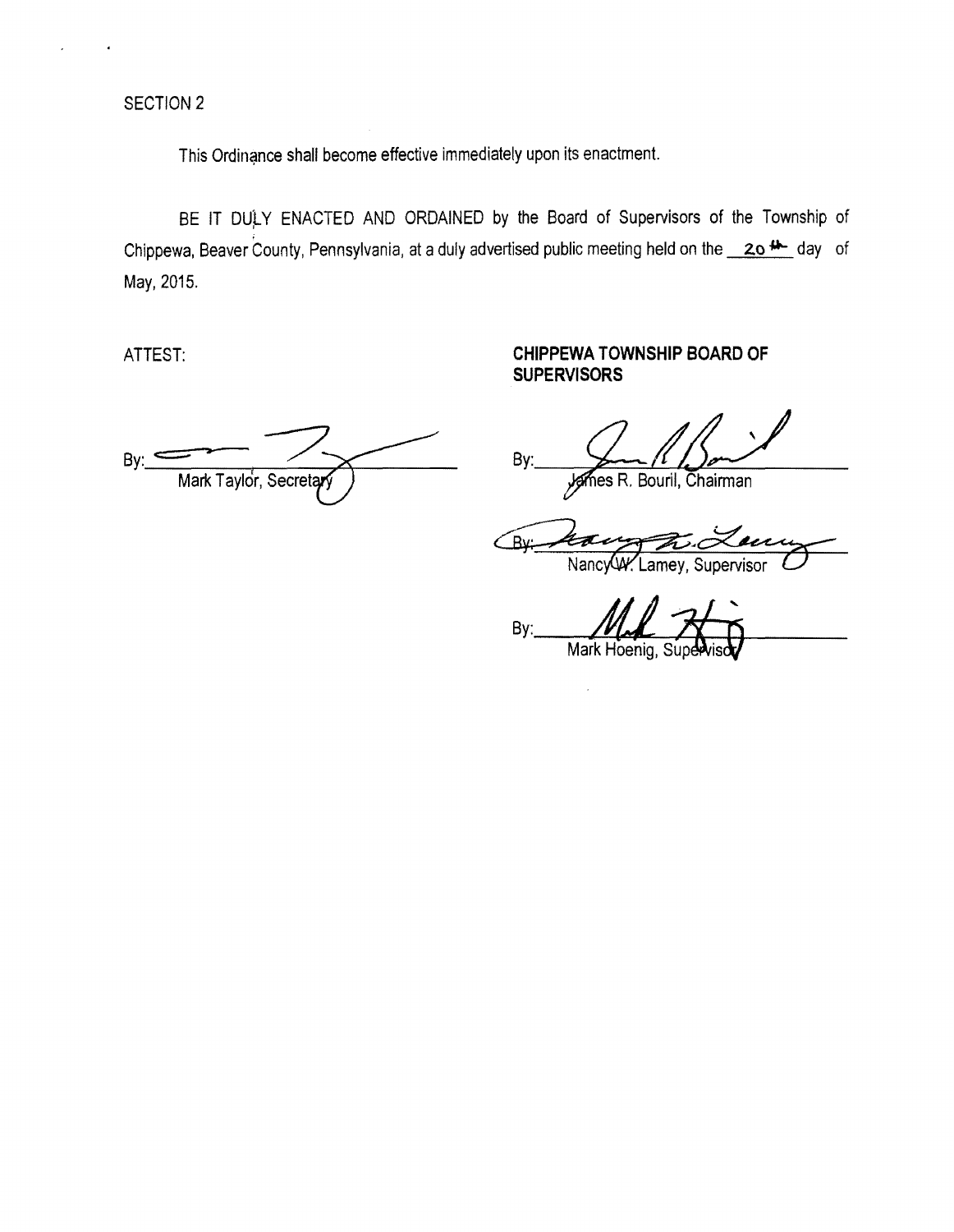SECTION 2

This Ordinance shall become effective immediately upon its enactment.

BE IT DULY ENACTED AND ORDAINED by the Board of Supervisors of the Township of Chippewa, Beaver County, Pennsylvania, at a duly advertised public meeting held on the 20th day of May, 2015.

ATTEST:

By: ______________________
Mark Taylor, Secretary

**CHIPPEWA TOWNSHIP BOARD OF SUPERVISORS**

By: ______________________
James R. Bouril, Chairman

By: ______________________
Nancy W. Lamey, Supervisor

By: ______________________
Mark Hoenig, Supervisor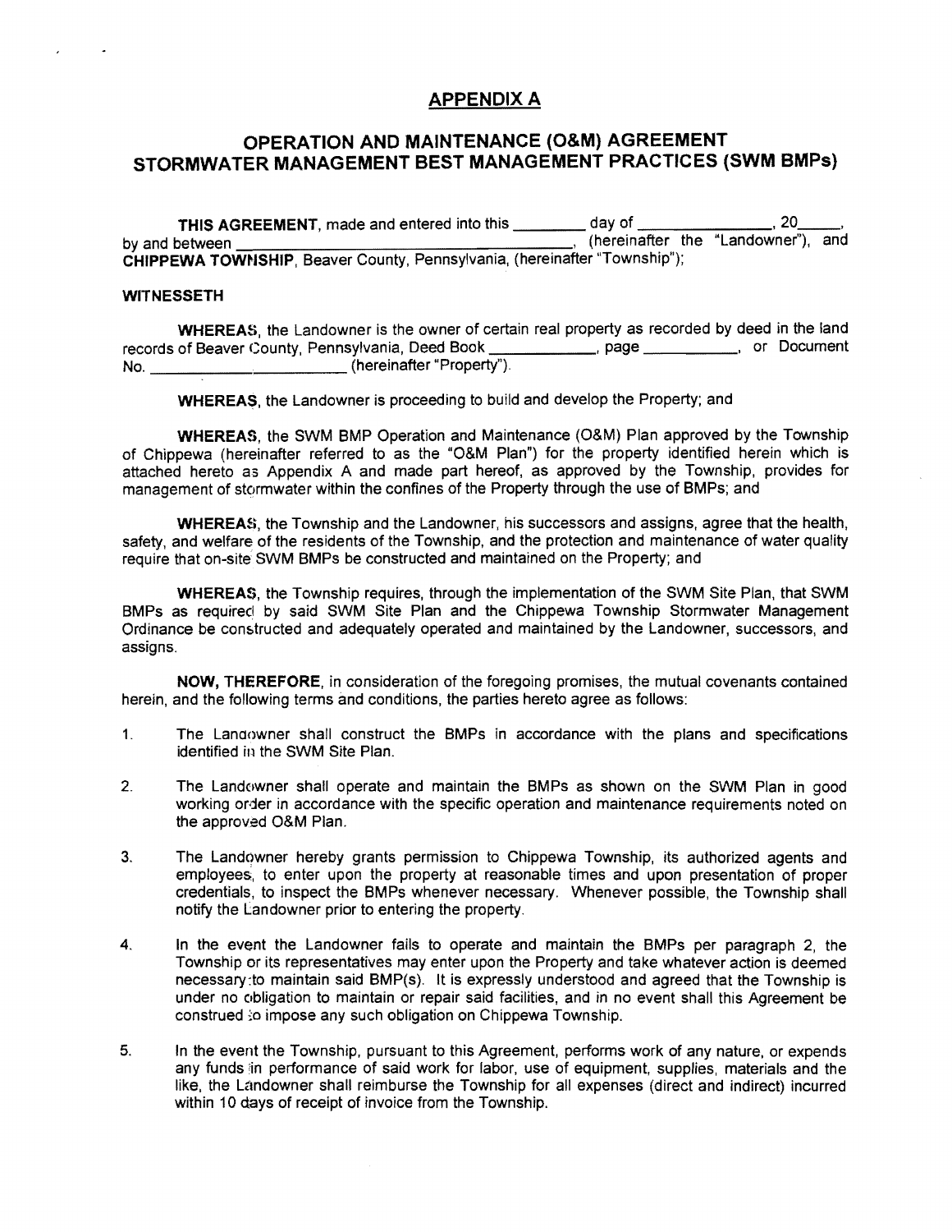# APPENDIX A

## OPERATION AND MAINTENANCE (O&M) AGREEMENT STORMWATER MANAGEMENT BEST MANAGEMENT PRACTICES (SWM BMPs)

**THIS AGREEMENT**, made and entered into this ________ day of ______________, 20_____, by and between ______________________________________, (hereinafter the "Landowner"), and **CHIPPEWA TOWNSHIP**, Beaver County, Pennsylvania, (hereinafter "Township");

**WITNESSETH**

**WHEREAS**, the Landowner is the owner of certain real property as recorded by deed in the land records of Beaver County, Pennsylvania, Deed Book ___________, page __________, or Document No. ______________________ (hereinafter "Property").

**WHEREAS**, the Landowner is proceeding to build and develop the Property; and

**WHEREAS**, the SWM BMP Operation and Maintenance (O&M) Plan approved by the Township of Chippewa (hereinafter referred to as the "O&M Plan") for the property identified herein which is attached hereto as Appendix A and made part hereof, as approved by the Township, provides for management of stormwater within the confines of the Property through the use of BMPs; and

**WHEREAS**, the Township and the Landowner, his successors and assigns, agree that the health, safety, and welfare of the residents of the Township, and the protection and maintenance of water quality require that on-site SWM BMPs be constructed and maintained on the Property; and

**WHEREAS**, the Township requires, through the implementation of the SWM Site Plan, that SWM BMPs as required by said SWM Site Plan and the Chippewa Township Stormwater Management Ordinance be constructed and adequately operated and maintained by the Landowner, successors, and assigns.

**NOW, THEREFORE**, in consideration of the foregoing promises, the mutual covenants contained herein, and the following terms and conditions, the parties hereto agree as follows:

1. The Landowner shall construct the BMPs in accordance with the plans and specifications identified in the SWM Site Plan.

2. The Landowner shall operate and maintain the BMPs as shown on the SWM Plan in good working order in accordance with the specific operation and maintenance requirements noted on the approved O&M Plan.

3. The Landowner hereby grants permission to Chippewa Township, its authorized agents and employees, to enter upon the property at reasonable times and upon presentation of proper credentials, to inspect the BMPs whenever necessary. Whenever possible, the Township shall notify the Landowner prior to entering the property.

4. In the event the Landowner fails to operate and maintain the BMPs per paragraph 2, the Township or its representatives may enter upon the Property and take whatever action is deemed necessary to maintain said BMP(s). It is expressly understood and agreed that the Township is under no obligation to maintain or repair said facilities, and in no event shall this Agreement be construed to impose any such obligation on Chippewa Township.

5. In the event the Township, pursuant to this Agreement, performs work of any nature, or expends any funds in performance of said work for labor, use of equipment, supplies, materials and the like, the Landowner shall reimburse the Township for all expenses (direct and indirect) incurred within 10 days of receipt of invoice from the Township.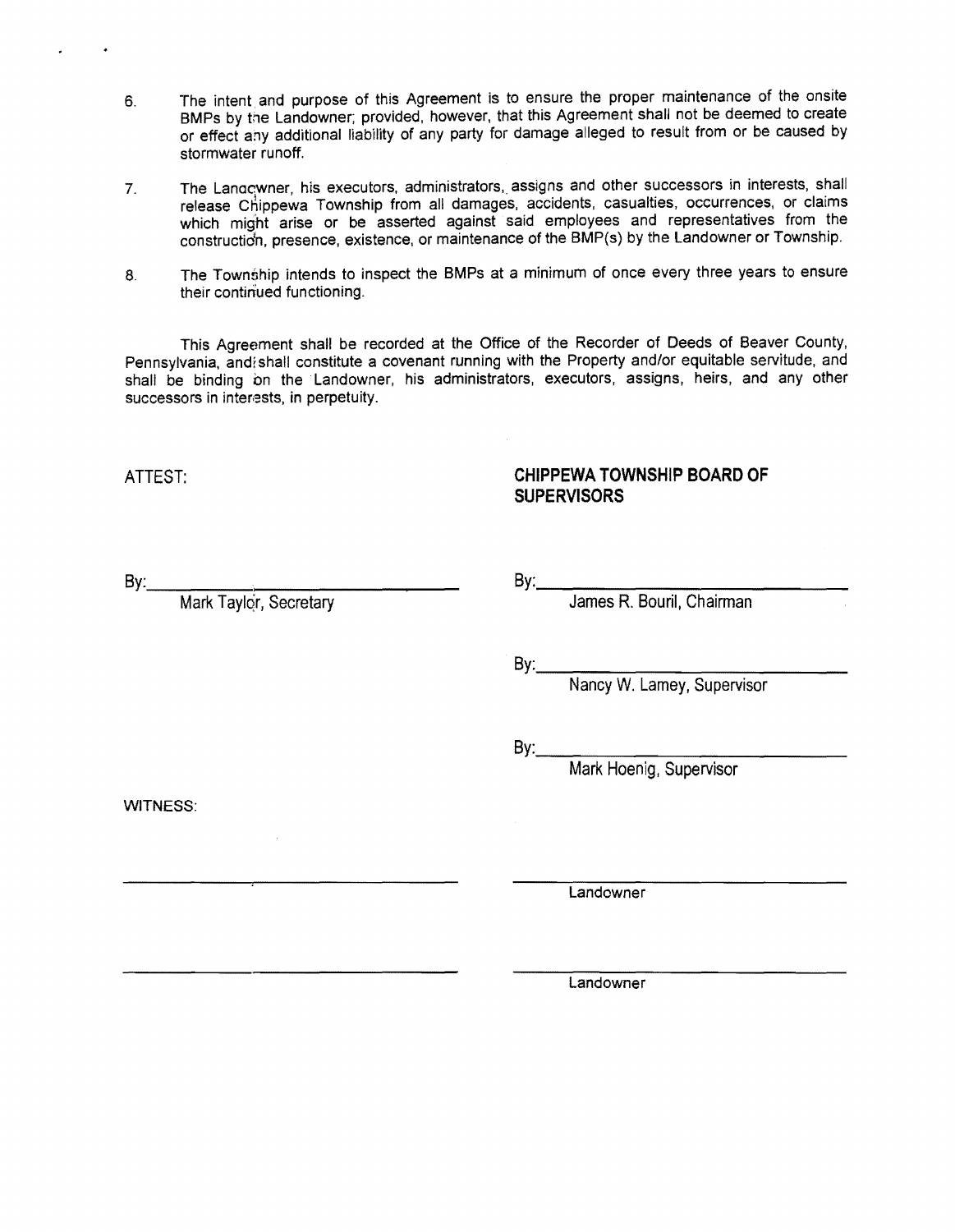6. The intent and purpose of this Agreement is to ensure the proper maintenance of the onsite BMPs by the Landowner; provided, however, that this Agreement shall not be deemed to create or effect any additional liability of any party for damage alleged to result from or be caused by stormwater runoff.

7. The Landowner, his executors, administrators, assigns and other successors in interests, shall release Chippewa Township from all damages, accidents, casualties, occurrences, or claims which might arise or be asserted against said employees and representatives from the construction, presence, existence, or maintenance of the BMP(s) by the Landowner or Township.

8. The Township intends to inspect the BMPs at a minimum of once every three years to ensure their continued functioning.

This Agreement shall be recorded at the Office of the Recorder of Deeds of Beaver County, Pennsylvania, and shall constitute a covenant running with the Property and/or equitable servitude, and shall be binding on the Landowner, his administrators, executors, assigns, heirs, and any other successors in interests, in perpetuity.

ATTEST:

By:______________________________
Mark Taylor, Secretary

**CHIPPEWA TOWNSHIP BOARD OF SUPERVISORS**

By:______________________________
James R. Bouril, Chairman

By:______________________________
Nancy W. Lamey, Supervisor

By:______________________________
Mark Hoenig, Supervisor

WITNESS:

______________________________

______________________________
Landowner

______________________________

______________________________
Landowner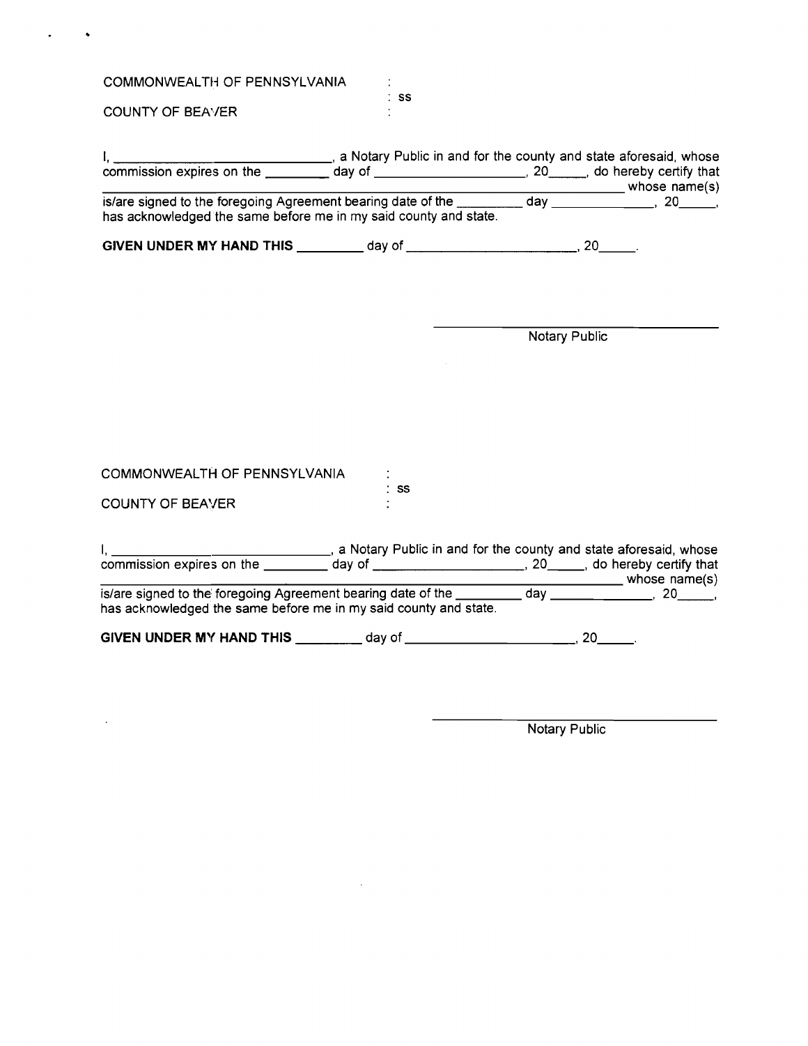COMMONWEALTH OF PENNSYLVANIA :
: ss
COUNTY OF BEAVER :

I, ________________________________, a Notary Public in and for the county and state aforesaid, whose commission expires on the _________ day of _____________________, 20_____, do hereby certify that ______________________________________________________________ whose name(s) is/are signed to the foregoing Agreement bearing date of the _________ day ______________, 20_____, has acknowledged the same before me in my said county and state.

**GIVEN UNDER MY HAND THIS** _________ day of ________________________, 20_____.

______________________________
Notary Public

COMMONWEALTH OF PENNSYLVANIA :
: ss
COUNTY OF BEAVER :

I, ________________________________, a Notary Public in and for the county and state aforesaid, whose commission expires on the _________ day of _____________________, 20_____, do hereby certify that ______________________________________________________________ whose name(s) is/are signed to the foregoing Agreement bearing date of the _________ day ______________, 20_____, has acknowledged the same before me in my said county and state.

**GIVEN UNDER MY HAND THIS** _________ day of ________________________, 20_____.

______________________________
Notary Public